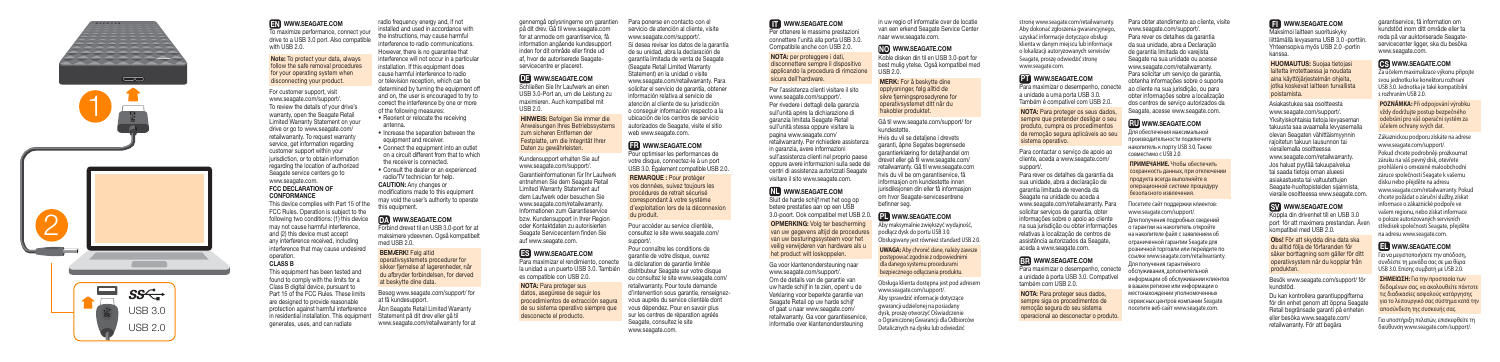## EN WWW.SEAGATE.COM

To maximize performance, connect your drive to a USB 3.0 port. Also compatible with USB 2.0.

**Note:** To protect your data, always follow the safe removal procedures for your operating system when disconnecting your product.

For customer support, visit www.seagate.com/support/. To review the status of your drive's warranty, open the Seagate Retail Limited Warranty Statement on your drive or go to www.seagate.com/retailwarranty. To request warranty service, get information regarding customer support within your jurisdiction, or to obtain information regarding the location of authorized Seagate service centers go to www.seagate.com.

### FCC DECLARATION OF CONFORMANCE

This device complies with Part 15 of the FCC Rules. Operation is subject to the following two conditions: (1) this device may not cause harmful interference, and (2) this device must accept any interference received, including interference that may cause undesired operation.

### CLASS B

This equipment has been tested and found to comply with the limits for a Class B digital device, pursuant to Part 15 of the FCC Rules. These limits are designed to provide reasonable protection against harmful interference in residential installation. This equipment generates, uses, and can radiate radio frequency energy and, if not installed and used in accordance with the instructions, may cause harmful interference to radio communications. However, there is no guarantee that interference will not occur in a particular installation. If this equipment does cause harmful interference to radio or television reception, which can be determined by turning the equipment off and on, the user is encouraged to try to correct the interference by one or more of the following measures:

- Reorient or relocate the receiving antenna.
- Increase the separation between the equipment and receiver.
- Connect the equipment into an outlet on a circuit different from that to which the receiver is connected.
- Consult the dealer or an experienced radio/TV technician for help.

**CAUTION:** Any changes or modifications made to this equipment may void the user's authority to operate this equipment.

## DA WWW.SEAGATE.COM

Forbind drevet til en USB 3.0-port for at maksimere ydeevnen. Også kompatibel med USB 2.0.

**BEMÆRK:** Følg altid operativsystemets procedurer for sikker fjernelse af lagerenheder, når du afbryder forbindelsen, for at beskytte dine data.

Besøg www.seagate.com/support/ for at få kundesupport.

Åbn Seagate Retail Limited Warranty Statement på dit drev eller gå til www.seagate.com/retailwarranty for at gennemgå oplysningerne om garantien på dit drev. Gå til www.seagate.com for at anmode om garantiservice, få information angående kundesupport inden for dit område eller finde ud af, hvor de autoriserede Seagate-servicecentre er placeret.

## DE WWW.SEAGATE.COM

Schließen Sie Ihr Laufwerk an einen USB 3.0-Port an, um die Leistung zu maximieren. Auch kompatibel mit USB 2.0.

**HINWEIS:** Befolgen Sie immer die Anweisungen Ihres Betriebssystems zum sicheren Entfernen der Festplatte, um die Integrität Ihrer Daten zu gewährleisten.

Kundensupport erhalten Sie auf www.seagate.com/support/. Garantieinformationen für Ihr Laufwerk entnehmen Sie dem Seagate Retail Limited Warranty Statement auf dem Laufwerk oder besuchen Sie www.seagate.com/retailwarranty. Informationen zum Garantieservice bzw. Kundensupport in Ihrer Region oder Kontaktdaten zu autorisierten Seagate Servicecentern finden Sie auf www.seagate.com.

## ES WWW.SEAGATE.COM

Para maximizar el rendimiento, conecte la unidad a un puerto USB 3.0. También es compatible con USB 2.0.

**NOTA:** Para proteger sus datos, asegúrese de seguir los procedimientos de extracción segura de su sistema operativo siempre que desconecte el producto.

Para ponerse en contacto con el servicio de atención al cliente, visite www.seagate.com/support/. Si desea revisar los datos de la garantía de su unidad, abra la declaración de garantía limitada de venta de Seagate (Seagate Retail Limited Warranty Statement) en la unidad o visite www.seagate.com/retailwarranty. Para solicitar el servicio de garantía, obtener información relativa al servicio de atención al cliente de su jurisdicción o conseguir información respecto a la ubicación de los centros de servicio autorizados de Seagate, visite el sitio web www.seagate.com.

## FR WWW.SEAGATE.COM

Pour optimiser les performances de votre disque, connectez-le à un port USB 3.0. Également compatible USB 2.0.

**REMARQUE :** Pour protéger vos données, suivez toujours les procédures de retrait sécurisé correspondant à votre système d'exploitation lors de la déconnexion du produit.

Pour accéder au service clientèle, consultez le site www.seagate.com/support/.

Pour connaître les conditions de garantie de votre disque, ouvrez la déclaration de garantie limitée distributeur Seagate sur votre disque ou consultez le site www.seagate.com/retailwarranty. Pour toute demande d'intervention sous garantie, renseignez-vous auprès du service clientèle dont vous dépendez. Pour en savoir plus sur les centres de réparation agréés Seagate, consultez le site www.seagate.com.

## IT WWW.SEAGATE.COM

Per ottenere le massime prestazioni connettere l'unità alla porta USB 3.0. Compatibile anche con USB 2.0.

**NOTA:** per proteggere i dati, disconnettere sempre il dispositivo applicando la procedura di rimozione sicura dell'hardware.

Per l'assistenza clienti visitare il sito www.seagate.com/support/. Per rivedere i dettagli della garanzia sull'unità aprire la dichiarazione di garanzia limitata Seagate Retail sull'unità stessa oppure visitare la pagina www.seagate.com/retailwarranty. Per richiedere assistenza in garanzia, avere informazioni sull'assistenza clienti nel proprio paese oppure avere informazioni sulla sede dei centri di assistenza autorizzati Seagate visitare il sito www.seagate.com.

## NL WWW.SEAGATE.COM

Sluit de harde schijf met het oog op betere prestaties aan op een USB 3.0-poort. Ook compatibel met USB 2.0.

**OPMERKING:** Volg ter bescherming van uw gegevens altijd de procedures van uw besturingssysteem voor het veilig verwijderen van hardware als u het product wilt loskoppelen.

Ga voor klantenondersteuning naar www.seagate.com/support/. Om de details van de garantie van uw harde schijf in te zien, opent u de Verklaring voor beperkte garantie van Seagate Retail op uw harde schijf of gaat u naar www.seagate.com/retailwarranty. Ga voor garantieservice, informatie over klantenondersteuning in uw regio of informatie over de locatie van een erkend Seagate Service Center naar www.seagate.com.

## NO WWW.SEAGATE.COM

Koble disken din til en USB 3.0-port for best mulig ytelse. Også kompatibel med USB 2.0.

**MERK:** For å beskytte dine opplysninger, følg alltid de sikre fjerningsprosedyrene for operativsystemet ditt når du frakobler produktet.

Gå til www.seagate.com/support/ for kundestøtte.

Hvis du vil se detaljene i drevets garanti, åpne Seagates begrensede garantierklæring for detaljhandel om drevet eller gå til www.seagate.com/retailwarranty. Gå til www.seagate.com hvis du vil be om garantiservice, få informasjon om kundestøtte innen jurisdiksjonen din eller få informasjon om hvor Seagate-servicesentrene befinner seg.

## PL WWW.SEAGATE.COM

Aby maksymalnie zwiększyć wydajność, podłącz dysk do portu USB 3.0. Obsługiwany jest również standard USB 2.0.

**UWAGA:** Aby chronić dane, należy zawsze postępować zgodnie z odpowiednimi dla danego systemu procedurami bezpiecznego odłączania produktu.

Obsługa klienta dostępna jest pod adresem www.seagate.com/support/. Aby sprawdzić informacje dotyczące gwarancji udzielonej na posiadany dysk, proszę otworzyć Oświadczenie o Ograniczonej Gwarancji dla Odbiorców Detalicznych na dysku lub odwiedzić stronę www.seagate.com/retailwarranty. Aby dokonać zgłoszenia gwarancyjnego, uzyskać informacje dotyczące obsługi klienta w danym miejscu lub informacje o lokalizacji autoryzowanych centrów Seagate, proszę odwiedzić stronę www.seagate.com.

## PT WWW.SEAGATE.COM

Para maximizar o desempenho, conecte a unidade a uma porta USB 3.0. Também é compatível com USB 2.0.

**NOTA:** Para proteger os seus dados, sempre que pretender desligar o seu produto, cumpra os procedimentos de remoção segura aplicáveis ao seu sistema operativo.

Para contactar o serviço de apoio ao cliente, aceda a www.seagate.com/support/.

Para rever os detalhes da garantia da sua unidade, abra a Declaração de garantia limitada de revenda da Seagate na unidade ou aceda a www.seagate.com/retailwarranty. Para solicitar serviços de garantia, obter informações sobre o apoio ao cliente na sua jurisdição ou obter informações relativas à localização de centros de assistência autorizados da Seagate, aceda a www.seagate.com.

## BR WWW.SEAGATE.COM

Para maximizar o desempenho, conecte a unidade a uma porta USB 3.0. Compatível também com USB 2.0.

**NOTA:** Para proteger seus dados, sempre siga os procedimentos de remoção segura do seu sistema operacional ao desconectar o produto.

Para obter atendimento ao cliente, visite www.seagate.com/support/. Para rever os detalhes da garantia da sua unidade, abra a Declaração de garantia limitada de varejista Seagate na sua unidade ou acesse www.seagate.com/retailwarranty. Para solicitar um serviço de garantia, obtenha informações sobre o suporte ao cliente na sua jurisdição, ou para obter informações sobre a localização dos centros de serviço autorizados da Seagate, acesse www.seagate.com.

## RU WWW.SEAGATE.COM

Для обеспечения максимальной производительности подключите накопитель к порту USB 3.0. Также совместимо с USB 2.0.

**ПРИМЕЧАНИЕ.** Чтобы обеспечить сохранность данных, при отключении продукта всегда выполняйте в операционной системе процедуру безопасного извлечения.

Посетите сайт поддержки клиентов: www.seagate.com/support/. Для получения подробных сведений о гарантии на накопитель откройте на накопителе файл с заявлением об ограниченной гарантии Seagate для розничной торговли или перейдите по ссылке www.seagate.com/retailwarranty. Для получения гарантийного обслуживания, дополнительной информации об обслуживании клиентов в вашем регионе или информации о местонахождении уполномоченных сервисных центров компании Seagate посетите веб-сайт www.seagate.com.

## FI WWW.SEAGATE.COM

Maksimoi laitteen suorituskyky liittämällä levyasema USB 3.0 -porttiin. Yhteensopiva myös USB 2.0 -portin kanssa.

**HUOMAUTUS:** Suojaa tietojasi laitetta irrotettaessa ja noudata aina käyttöjärjestelmän ohjeita, jotka koskevat laitteen turvallista poistamista.

Asiakastukea saa osoitteesta www.seagate.com/support/. Yksityiskohtaisia tietoja levyaseman takuusta saa avaamalla levyaseman olevan Seagaten vähittäismyynnin rajoitetun takuun lausunnon tai vierailemalla osoitteessa www.seagate.com/retailwarranty. Jos haluat pyytää takuupalvelua tai saada tietoja oman alueesi asiakastuesta tai valtuutettujen Seagate-huoltopisteiden sijainneista, vieraile osoitteessa www.seagate.com.

## SV WWW.SEAGATE.COM

Koppla din drivenhet till en USB 3.0 port för att maximera prestandan. Även kompatibel med USB 2.0.

**Obs!** För att skydda dina data ska du alltid följa de förfaranden för säker borttagning som gäller för ditt operativsystem när du kopplar från produkten.

Besök www.seagate.com/support/ för kundstöd.

Du kan kontrollera garantiuppgifterna för din enhet genom att öppna Seagate Retail begränsade garanti på enheten eller besöka www.seagate.com/retailwarranty. För att begära garantiservice, få information om kundstöd inom ditt område eller ta reda på var auktoriserade Seagate-servicecenter ligger, ska du besöka www.seagate.com.

## CS WWW.SEAGATE.COM

Za účelem maximalizace výkonu připojte svou jednotku ke konektoru rozhraní USB 3.0. Jednotka je také kompatibilní s rozhraním USB 2.0.

**POZNÁMKA:** Při odpojování výrobku vždy dodržujte postupy bezpečného odebírání pro váš operační systém za účelem ochrany vých dat.

Zákaznickou podporu naleznete na adrese www.seagate.com/support/. Pokud chcete podrobněji prohlédnout záruku na váš pevný disk, otevřete prohlášení o omezené maloobchodní záruce společnosti Seagate k vašemu disku nebo přejděte na adresu www.seagate.com/retailwarranty. Pokud chcete požádat o záruční službu, získat informace o zákaznické podpoře ve vašem regionu, nebo získat informace o pobočce autorizovaných servisních středisek společnosti Seagate, přejděte na adresu www.seagate.com.

## EL WWW.SEAGATE.COM

Για να μεγιστοποιήσετε την απόδοση, συνδέστε τη μονάδα σας σε μια θύρα USB 3.0. Επίσης, συμβατή με USB 2.0.

**ΣΗΜΕΙΩΣΗ:** Για την προστασία των δεδομένων σας, να ακολουθείτε πάντα τις διαδικασίες ασφαλούς κατάργησης για το λειτουργικό σας σύστημα κατά την αποσύνδεση της συσκευής σας.

Για υποστήριξη πελατών, επισκεφθείτε τη διεύθυνση www.seagate.com/support/.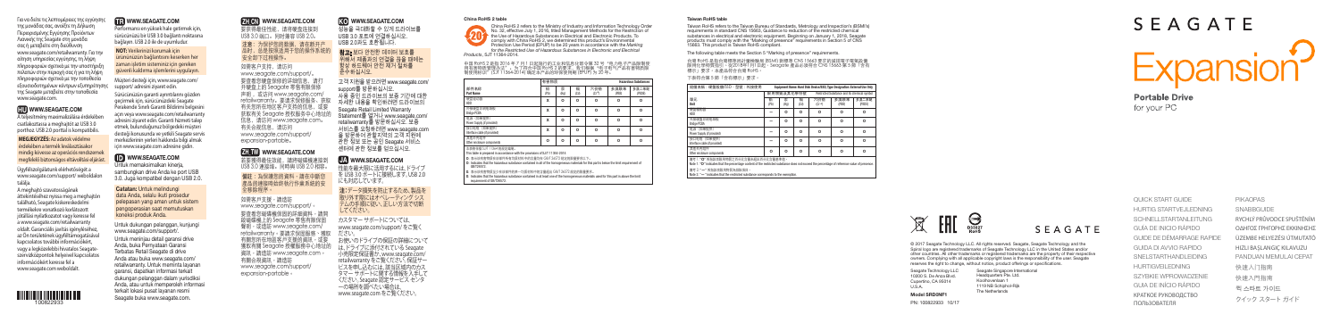Για να δείτε τις λειτουργίες της συσκευής σας, ανοίξτε τη Δήλωση Περιορισμένης Εγγύησης Προϊόντων Λιανικής της Seagate στη μονάδα σας ή μεταβείτε στη διεύθυνση www.seagate.com/retailwarranty. Για την αίτηση υπηρεσίας εγγύησης, τη λήψη πληροφοριών σχετικά με την υποστήριξη πελατών στην περιοχή σας ή τη λήψη πληροφοριών σχετικά με τον τοπικό/ούς εξουσιοδοτημένο/ους κέντρου/α εξυπηρέτησης της Seagate μεταβείτε στην τοποθεσία www.seagate.com.

## HU WWW.SEAGATE.COM

A teljesítmény maximalizálása érdekében csatlakoztassa a meghajtót az USB 3.0 porthoz. USB 2.0 porttal is kompatibilis.

**MEGJEGYZÉS:** Az adatok védelme érdekében a termék leválasztásakor mindig kövesse az operációs rendszernek megfelelő biztonságos eltávolítási eljárást.

Ügyféltámogatásunk elérhetőségeit a www.seagate.com/support/ weboldalon találja.

A meghajtó szavatosságának áttekintéséhez nyissa meg a meghajtón található, Seagate kiskereskedelmi termékekre vonatkozó korlátozott jótállási nyilatkozatot vagy keresse fel a www.seagate.com/retailwarranty oldalt. Garanciális javítás igényléséhez, az Ön területének ügyféltámogatásával kapcsolatos további információkért, vagy a legközelebbi hivatalos Seagate-szervizközpontok helyeivel kapcsolatos információkért keresse fel a www.seagate.com weboldalt.

## TR WWW.SEAGATE.COM

Performansı en yüksek hale getirmek için, sürücünüzün bir USB 3.0 bağlantı noktasına bağlayın. USB 2.0 ile de uyumludur.

**NOT:** Verilerinizi korumak için sürücünüzün bağlantısını keserken her zaman işletim sisteminiz için güvenlen güvenli kaldırma işlemlerini uygulayın.

Müşteri desteği için, www.seagate.com/support/ adresini ziyaret edin.

Sürücünüzün garanti ayrıntılarını gözden geçirmek için, sürücünüzdeki Seagate Perakende Sınırlı Garanti Bildirimi belgesini açın veya www.seagate.com/retailwarranty adresini ziyaret edin. Garanti hizmeti talep etmek, bulunduğunuz bölgedeki müşteri desteği konusunda ve yetkili Seagate servis merkezlerinin yerleri hakkında bilgi almak için www.seagate.com adresine gidin.

## ID WWW.SEAGATE.COM

Untuk memaksimalkan kinerja, sambungkan drive Anda ke port USB 3.0. Juga kompatibel dengan USB 2.0.

**Catatan:** Untuk melindungi data Anda, selalu ikuti prosedur pelepasan yang aman untuk sistem pengoperasian saat memutuskan koneksi produk Anda.

Untuk dukungan pelanggan, kunjungi www.seagate.com/support/.

Untuk meninjau detail garansi drive Anda, buka Pernyataan Garansi Terbatas Retail Seagate di drive Anda atau buka www.seagate.com/retailwarranty. Untuk meminta layanan garansi, dapatkan informasi terkait dukungan pelanggan dalam yurisdiksi Anda, atau untuk memperoleh informasi terkait lokasi pusat layanan resmi Seagate buka www.seagate.com.

## ZH CN WWW.SEAGATE.COM

要获得最佳性能，请将驱动器连接到 USB 3.0 端口。同时兼容 USB 2.0。

注意：为保护您的数据，请在断开产品时，总是按照适用于您的操作系统的安全卸下过程操作。

如需客户支持，请访问 www.seagate.com/support/。

要查看您硬盘保修的详细信息，请打开硬盘上的 Seagate 零售有限保修声明，或访问 www.seagate.com/retailwarranty。要请求保修服务、获取有关您所在地区客户支持的信息，或获取有关 Seagate 授权服务中心地址的信息，请访问 www.seagate.com。有关合规信息，请访问 www.seagate.com/support/expansion-portable。

## ZH TW WWW.SEAGATE.COM

若要獲得最佳效能，請將磁碟連接到 USB 3.0 連接埠。同時與 USB 2.0 相容。

備註：為保護您的資料，請在中斷您產品的連接時依循作業系統的安全移除程序。

如需客戶支援，請造訪 www.seagate.com/support/。

要查看您磁碟機保固的詳細資料，請開啟磁碟機上的 Seagate 有限零售保固聲明，或造訪 www.seagate.com/retailwarranty。要請求保固服務、獲取有關您所在地區客戶支援的資訊，或要獲取有關 Seagate 授權服務中心地址的資訊，請造訪 www.seagate.com。有關合規資訊，請造訪 www.seagate.com/support/expansion-portable。

## KO WWW.SEAGATE.COM

성능을 극대화할 수 있게 드라이브를 USB 3.0 포트에 연결하십시오. USB 2.0과도 호환됩니다.

**참고:** 데이터 보호를 위해 제품을 분리할 때 해당 운영 체제에 맞는 안전 제거 절차를 항상 따르십시오.

고객 지원을 받으려면 www.seagate.com/support를 방문하십시오.

사용 중인 드라이브의 보증 기간에 대한 자세한 내용을 확인하려면 드라이브의 Seagate Retail Limited Warranty Statement를 열거나 www.seagate.com/retailwarranty를 방문하십시오. 보증 서비스를 요청하려면 www.seagate.com을 방문하여 관할 지역의 고객 지원에 관한 정보 또는 공인 Seagate 서비스 센터의 위치 정보를 확인하십시오.

## JA WWW.SEAGATE.COM

性能を最大限に活用するには、ドライブを USB 3.0 ポートに接続します。USB 2.0 にも対応しています。

注：データ損失を防止するため、製品を取り外す前にオペレーティングシステムの手順に従い、正しい方法で切断してください。

カスタマーサポートについては、www.seagate.com/support/ をご覧ください。

お使いのドライブの保証の詳細については、ドライブに付属している Seagate 小売限定保証書か、www.seagate.com/retailwarranty をご覧ください。保証サービスを申し込むには、該当区域のカスタマーサポートに関する情報を入手してください。Seagate 認定サービス センターの場所を調べたい場合は、www.seagate.com をご覧ください。

## China RoHS 2 table

China RoHS 2 refers to the Ministry of Industry and Information Technology Order No. 32, effective July 1, 2016, titled Management Methods for the Restriction of the Use of Hazardous Substances in Electrical and Electronic Products. To comply with China RoHS 2, we determined this product's Environmental Protection Use Period (EPUP) to be 20 years in accordance with the *Marking for the Restricted Use of Hazardous Substances in Electronic and Electrical Products*, SJT 11364-2014.

中国 RoHS 2 是指 2016 年 7 月 1 日起施行的工业和信息化部令第 32 号"电器电子产品有害物质限制使用管理办法"。为了符合中国 RoHS 2 的要求，我们根据"电子电气产品有害物质限制使用标识"(SJT 11364-2014) 确定本产品的环保使用期 (EPUP) 为 20 年。

| 部件名称 Part Name | 有害物质 Hazardous Substances | | | | | |
|---|---|---|---|---|---|---|
| | 铅 (Pb) | 汞 (Hg) | 镉 (Cd) | 六价铬 ($Cr^{+6}$) | 多溴联苯 (PBB) | 多溴二苯醚 (PBDE) |
| 印刷电路板组装 PCBA | X | O | O | O | O | O |
| 外部电源适配器组装 Bridge PCBA | X | O | O | O | O | O |
| 电源（如果提供） Power Supply (if provided) | X | O | O | O | O | O |
| 接口电缆（如果提供） Interface cable (if provided) | X | O | O | O | O | O |
| 外部外壳组件 Other enclosure components | O | O | O | O | O | O |

本表格依据 SJ/T 11364 的规定编制。
This table is prepared in accordance with the provisions of SJ/T 11364-2014.

O：表示该有害物质在该部件所有均质材料中的含量均在 GB/T 26572 规定的限量要求以下。
O: Indicates that the hazardous substance contained in all of the homogeneous materials for this part is below the limit requirement of GB26572.

X：表示该有害物质至少在该部件的某一均质材料中的含量超出 GB/T 26572 规定的限量要求。
X: Indicates that the hazardous substance contained in at least one of the homogeneous materials used for this part is above the limit requirement of GB26572.

## Taiwan RoHS table

Taiwan RoHS refers to the Taiwan Bureau of Standards, Metrology and Inspection's (BSMI's) requirements in standard CNS 15663, Guidance to reduction of the restricted chemical substances in electrical and electronic equipment. Beginning on January 1, 2018, Seagate products must comply with the "Marking of presence" requirements in Section 5 of CNS 15663. This product is Taiwan RoHS compliant.

The following table meets the Section 5 "Marking of presence" requirements.

台灣 RoHS 是指台灣標準檢驗局(BSMI)對標準 CNS 15663 要求的減排電子電氣設備限用化學物質指引。從 2018 年 1 月 1 日起，Seagate 產品必須符合 CNS 15663 第 5 節「含有標示」要求。本產品符合台灣 RoHS。
下表符合第 5 節「含有標示」要求。

| 設備名稱：硬盤驅動器 (SSD - 當前) 外接硬盤機 Equipment name: Hard Disk Drive (HDD) Type Designation: External Hard Disk | 限用物質及其化學符號 Restricted substances and its chemical symbols | | | | | |
|---|---|---|---|---|---|---|
| 單元 Unit | 鉛 (Pb) | 汞 (Hg) | 鎘 (Cd) | 六價鉻 ($Cr^{+6}$) | 多溴聯苯 (PBB) | 多溴二苯醚 (PBDE) |
| 印刷電路板 HDD | — | O | O | O | O | O |
| 外接電源適配器 Bridge PCBA | — | O | O | O | O | O |
| 電源（如果提供） Power Supply (if provided) | — | O | O | O | O | O |
| 接口電纜（如果提供） Interface cable (if provided) | — | O | O | O | O | O |
| 其他外殼組件 Other enclosure components | O | O | O | O | O | O |

備考 1. "O" 係指該項限用物質之百分比含量未超出百分比含量基準值。
Note 1: "O" indicates that the percentage content of the restricted substance does not exceed the percentage of reference value of presence.

備考 2. "—" 係指該項限用物質為排除項目。
Note 2: "—" indicates that the restricted substance corresponds to the exemption.

# SEAGATE

# Expansion

**Portable Drive**
for your PC

SEAGATE

© 2017 Seagate Technology LLC. All rights reserved. Seagate, Seagate Technology and the Spiral logo are registered trademarks of Seagate Technology LLC in the United States and/or other countries. All other trademarks or registered trademarks are the property of their respective owners. Complying with all applicable copyright laws is the responsibility of the user. Seagate reserves the right to change, without notice, product offerings or specifications.

Seagate Technology LLC
10200 S. De Anza Blvd.
Cupertino, CA 95014
U.S.A.

Seagate Singapore International Headquarters Pte. Ltd.
Koolhovenlaan 1
1119 NB Schiphol-Rijk
The Netherlands

**Model SRD0NF1**

PN: 100822933 10/17

QUICK START GUIDE
HURTIG STARTVEJLEDNING
SCHNELLSTARTANLEITUNG
GUÍA DE INICIO RÁPIDO
GUIDE DE DÉMARRAGE RAPIDE
GUIDA DI AVVIO RAPIDO
SNELSTARTHANDLEIDING
HURTIGVEILEDNING
SZYBKIE WPROWADZENIE
GUIA DE INÍCIO RÁPIDO
КРАТКОЕ РУКОВОДСТВО ПОЛЬЗОВАТЕЛЯ
PIKAOPAS
SNABBGUIDE
RYCHLÝ PRŮVODCE SPUŠTĚNÍM
ΟΔΗΓΟΣ ΓΡΗΓΟΡΗΣ ΕΚΚΙΝΗΣΗΣ
ÜZEMBE HELYEZÉSI ÚTMUTATÓ
HIZLI BAŞLANGIÇ KILAVUZU
PANDUAN MEMULAI CEPAT
快速入门指南
快速入門指南
퀵 스타트 가이드
クイック スタート ガイド